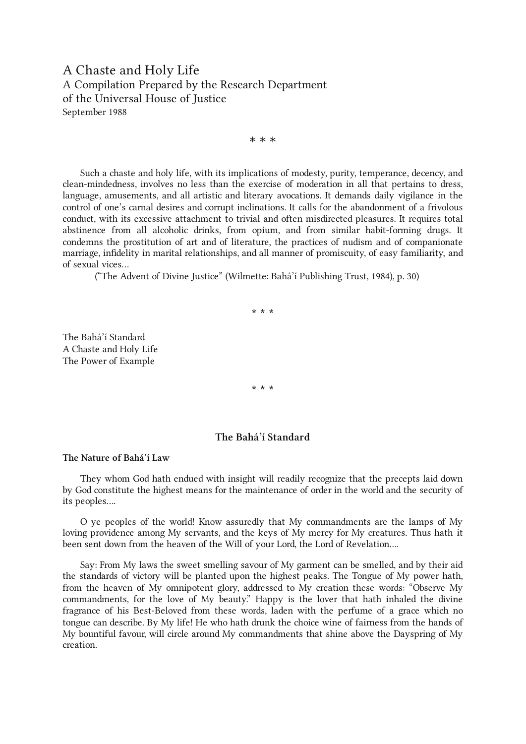# A Chaste and Holy Life

A Compilation Prepared by the Research Department of the Universal House of Justice

September 1988

\* \* \*

Such a chaste and holy life, with its implications of modesty, purity, temperance, decency, and clean-mindedness, involves no less than the exercise of moderation in all that pertains to dress, language, amusements, and all artistic and literary avocations. It demands daily vigilance in the control of one's carnal desires and corrupt inclinations. It calls for the abandonment of a frivolous conduct, with its excessive attachment to trivial and often misdirected pleasures. It requires total abstinence from all alcoholic drinks, from opium, and from similar habit-forming drugs. It condemns the prostitution of art and of literature, the practices of nudism and of companionate marriage, infidelity in marital relationships, and all manner of promiscuity, of easy familiarity, and of sexual vices...

("The Advent of Divine Justice" (Wilmette: Bahá'í Publishing Trust, 1984), p. 30)

\* \* \*

The Bahá'í Standard
A Chaste and Holy Life
The Power of Example

\* \* \*

## The Bahá'í Standard

### The Nature of Bahá'í Law

They whom God hath endued with insight will readily recognize that the precepts laid down by God constitute the highest means for the maintenance of order in the world and the security of its peoples....

O ye peoples of the world! Know assuredly that My commandments are the lamps of My loving providence among My servants, and the keys of My mercy for My creatures. Thus hath it been sent down from the heaven of the Will of your Lord, the Lord of Revelation....

Say: From My laws the sweet smelling savour of My garment can be smelled, and by their aid the standards of victory will be planted upon the highest peaks. The Tongue of My power hath, from the heaven of My omnipotent glory, addressed to My creation these words: "Observe My commandments, for the love of My beauty." Happy is the lover that hath inhaled the divine fragrance of his Best-Beloved from these words, laden with the perfume of a grace which no tongue can describe. By My life! He who hath drunk the choice wine of fairness from the hands of My bountiful favour, will circle around My commandments that shine above the Dayspring of My creation.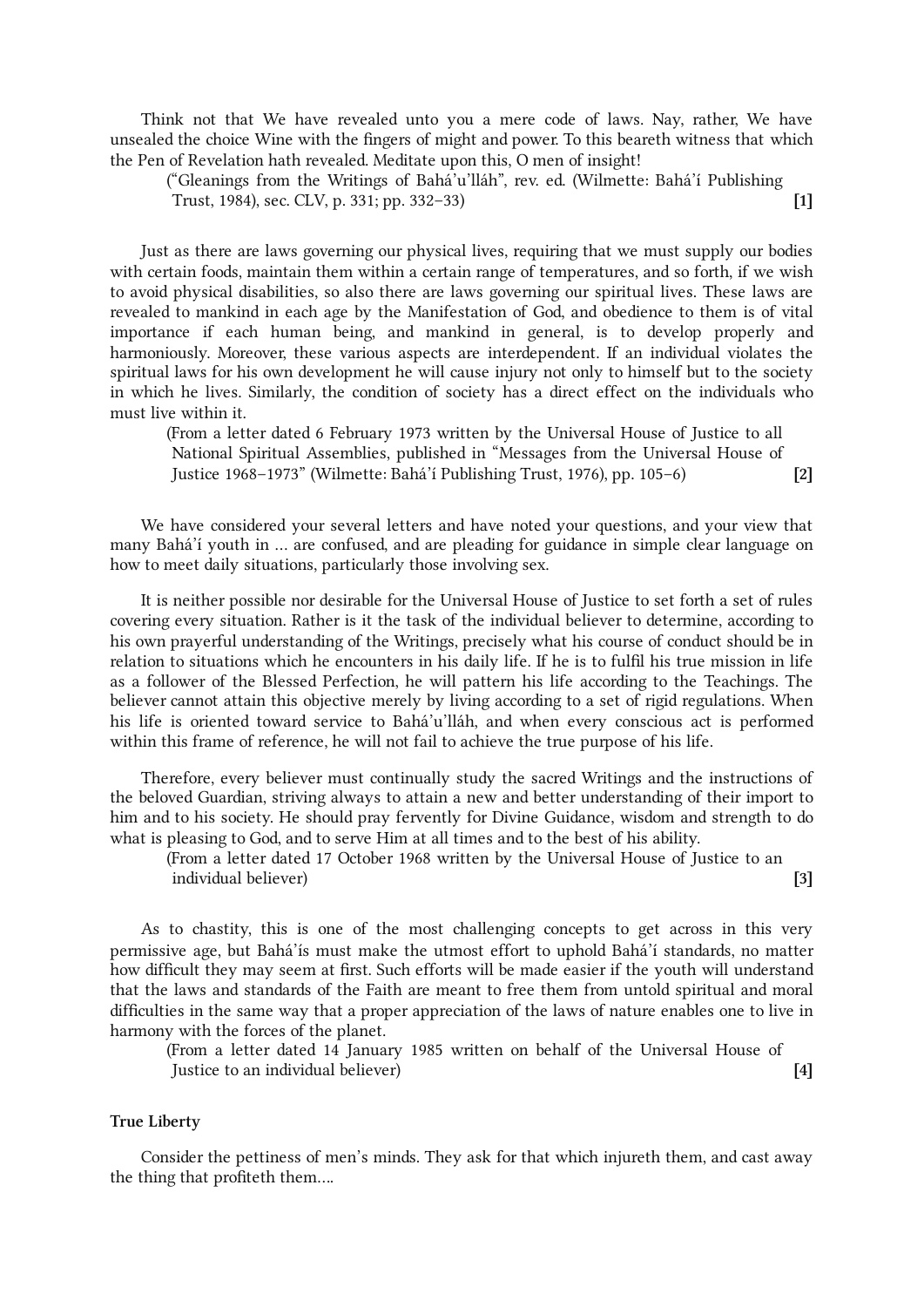Think not that We have revealed unto you a mere code of laws. Nay, rather, We have unsealed the choice Wine with the fingers of might and power. To this beareth witness that which the Pen of Revelation hath revealed. Meditate upon this, O men of insight!

(“Gleanings from the Writings of Bahá’u’lláh”, rev. ed. (Wilmette: Bahá’í Publishing Trust, 1984), sec. CLV, p. 331; pp. 332–33) **[1]**

Just as there are laws governing our physical lives, requiring that we must supply our bodies with certain foods, maintain them within a certain range of temperatures, and so forth, if we wish to avoid physical disabilities, so also there are laws governing our spiritual lives. These laws are revealed to mankind in each age by the Manifestation of God, and obedience to them is of vital importance if each human being, and mankind in general, is to develop properly and harmoniously. Moreover, these various aspects are interdependent. If an individual violates the spiritual laws for his own development he will cause injury not only to himself but to the society in which he lives. Similarly, the condition of society has a direct effect on the individuals who must live within it.

(From a letter dated 6 February 1973 written by the Universal House of Justice to all National Spiritual Assemblies, published in “Messages from the Universal House of Justice 1968–1973” (Wilmette: Bahá’í Publishing Trust, 1976), pp. 105–6) **[2]**

We have considered your several letters and have noted your questions, and your view that many Bahá’í youth in … are confused, and are pleading for guidance in simple clear language on how to meet daily situations, particularly those involving sex.

It is neither possible nor desirable for the Universal House of Justice to set forth a set of rules covering every situation. Rather is it the task of the individual believer to determine, according to his own prayerful understanding of the Writings, precisely what his course of conduct should be in relation to situations which he encounters in his daily life. If he is to fulfil his true mission in life as a follower of the Blessed Perfection, he will pattern his life according to the Teachings. The believer cannot attain this objective merely by living according to a set of rigid regulations. When his life is oriented toward service to Bahá’u’lláh, and when every conscious act is performed within this frame of reference, he will not fail to achieve the true purpose of his life.

Therefore, every believer must continually study the sacred Writings and the instructions of the beloved Guardian, striving always to attain a new and better understanding of their import to him and to his society. He should pray fervently for Divine Guidance, wisdom and strength to do what is pleasing to God, and to serve Him at all times and to the best of his ability.

(From a letter dated 17 October 1968 written by the Universal House of Justice to an individual believer) **[3]**

As to chastity, this is one of the most challenging concepts to get across in this very permissive age, but Bahá’ís must make the utmost effort to uphold Bahá’í standards, no matter how difficult they may seem at first. Such efforts will be made easier if the youth will understand that the laws and standards of the Faith are meant to free them from untold spiritual and moral difficulties in the same way that a proper appreciation of the laws of nature enables one to live in harmony with the forces of the planet.

(From a letter dated 14 January 1985 written on behalf of the Universal House of Justice to an individual believer) **[4]**

**True Liberty**

Consider the pettiness of men’s minds. They ask for that which injureth them, and cast away the thing that profiteth them….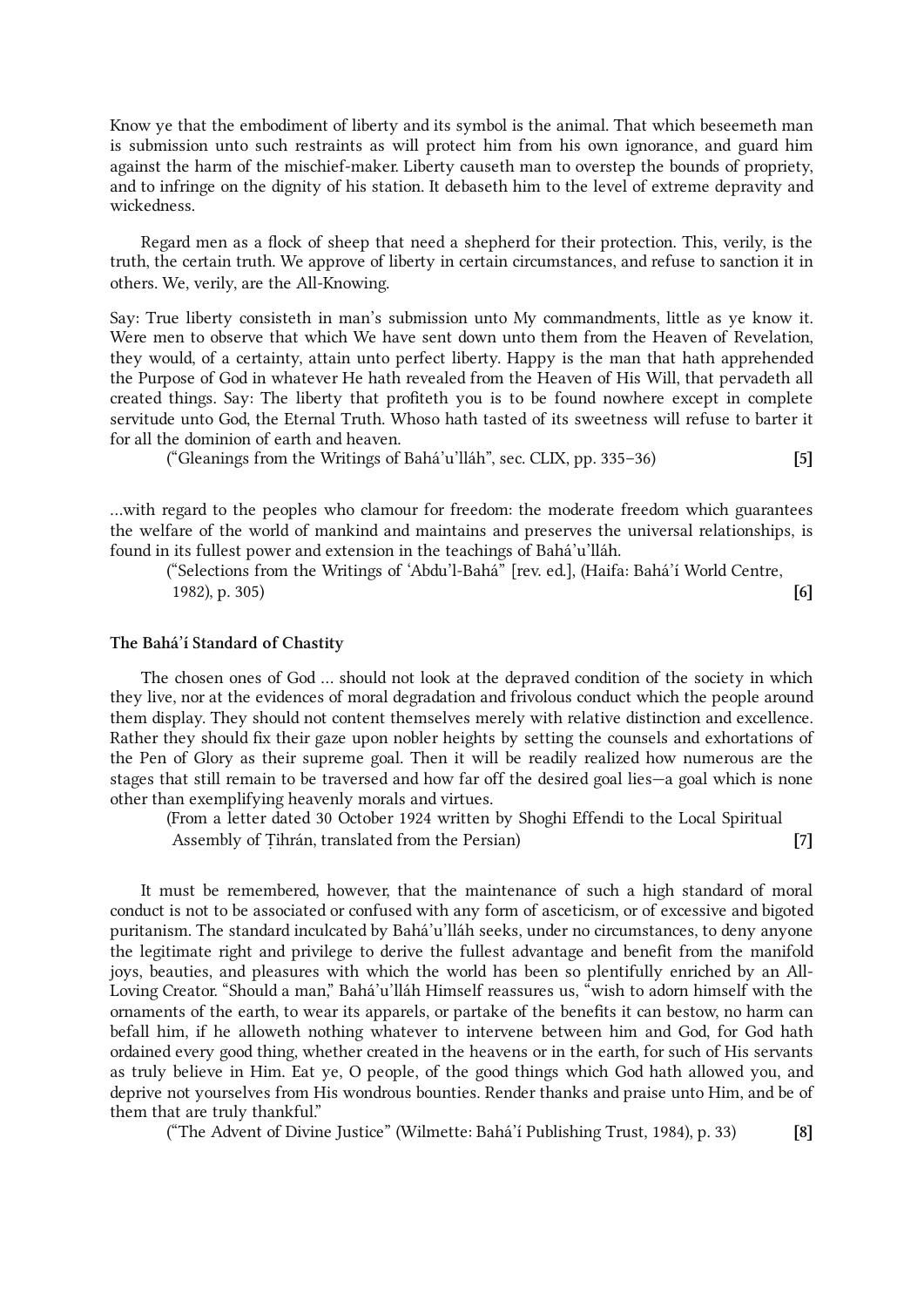Know ye that the embodiment of liberty and its symbol is the animal. That which beseemeth man is submission unto such restraints as will protect him from his own ignorance, and guard him against the harm of the mischief-maker. Liberty causeth man to overstep the bounds of propriety, and to infringe on the dignity of his station. It debaseth him to the level of extreme depravity and wickedness.

Regard men as a flock of sheep that need a shepherd for their protection. This, verily, is the truth, the certain truth. We approve of liberty in certain circumstances, and refuse to sanction it in others. We, verily, are the All-Knowing.

Say: True liberty consisteth in man's submission unto My commandments, little as ye know it. Were men to observe that which We have sent down unto them from the Heaven of Revelation, they would, of a certainty, attain unto perfect liberty. Happy is the man that hath apprehended the Purpose of God in whatever He hath revealed from the Heaven of His Will, that pervadeth all created things. Say: The liberty that profiteth you is to be found nowhere except in complete servitude unto God, the Eternal Truth. Whoso hath tasted of its sweetness will refuse to barter it for all the dominion of earth and heaven.

("Gleanings from the Writings of Bahá'u'lláh", sec. CLIX, pp. 335–36) **[5]**

...with regard to the peoples who clamour for freedom: the moderate freedom which guarantees the welfare of the world of mankind and maintains and preserves the universal relationships, is found in its fullest power and extension in the teachings of Bahá'u'lláh.

("Selections from the Writings of 'Abdu'l-Bahá" [rev. ed.], (Haifa: Bahá'í World Centre, 1982), p. 305) **[6]**

### The Bahá'í Standard of Chastity

The chosen ones of God ... should not look at the depraved condition of the society in which they live, nor at the evidences of moral degradation and frivolous conduct which the people around them display. They should not content themselves merely with relative distinction and excellence. Rather they should fix their gaze upon nobler heights by setting the counsels and exhortations of the Pen of Glory as their supreme goal. Then it will be readily realized how numerous are the stages that still remain to be traversed and how far off the desired goal lies—a goal which is none other than exemplifying heavenly morals and virtues.

(From a letter dated 30 October 1924 written by Shoghi Effendi to the Local Spiritual Assembly of Ṭihrán, translated from the Persian) **[7]**

It must be remembered, however, that the maintenance of such a high standard of moral conduct is not to be associated or confused with any form of asceticism, or of excessive and bigoted puritanism. The standard inculcated by Bahá'u'lláh seeks, under no circumstances, to deny anyone the legitimate right and privilege to derive the fullest advantage and benefit from the manifold joys, beauties, and pleasures with which the world has been so plentifully enriched by an All-Loving Creator. "Should a man," Bahá'u'lláh Himself reassures us, "wish to adorn himself with the ornaments of the earth, to wear its apparels, or partake of the benefits it can bestow, no harm can befall him, if he alloweth nothing whatever to intervene between him and God, for God hath ordained every good thing, whether created in the heavens or in the earth, for such of His servants as truly believe in Him. Eat ye, O people, of the good things which God hath allowed you, and deprive not yourselves from His wondrous bounties. Render thanks and praise unto Him, and be of them that are truly thankful."

("The Advent of Divine Justice" (Wilmette: Bahá'í Publishing Trust, 1984), p. 33) **[8]**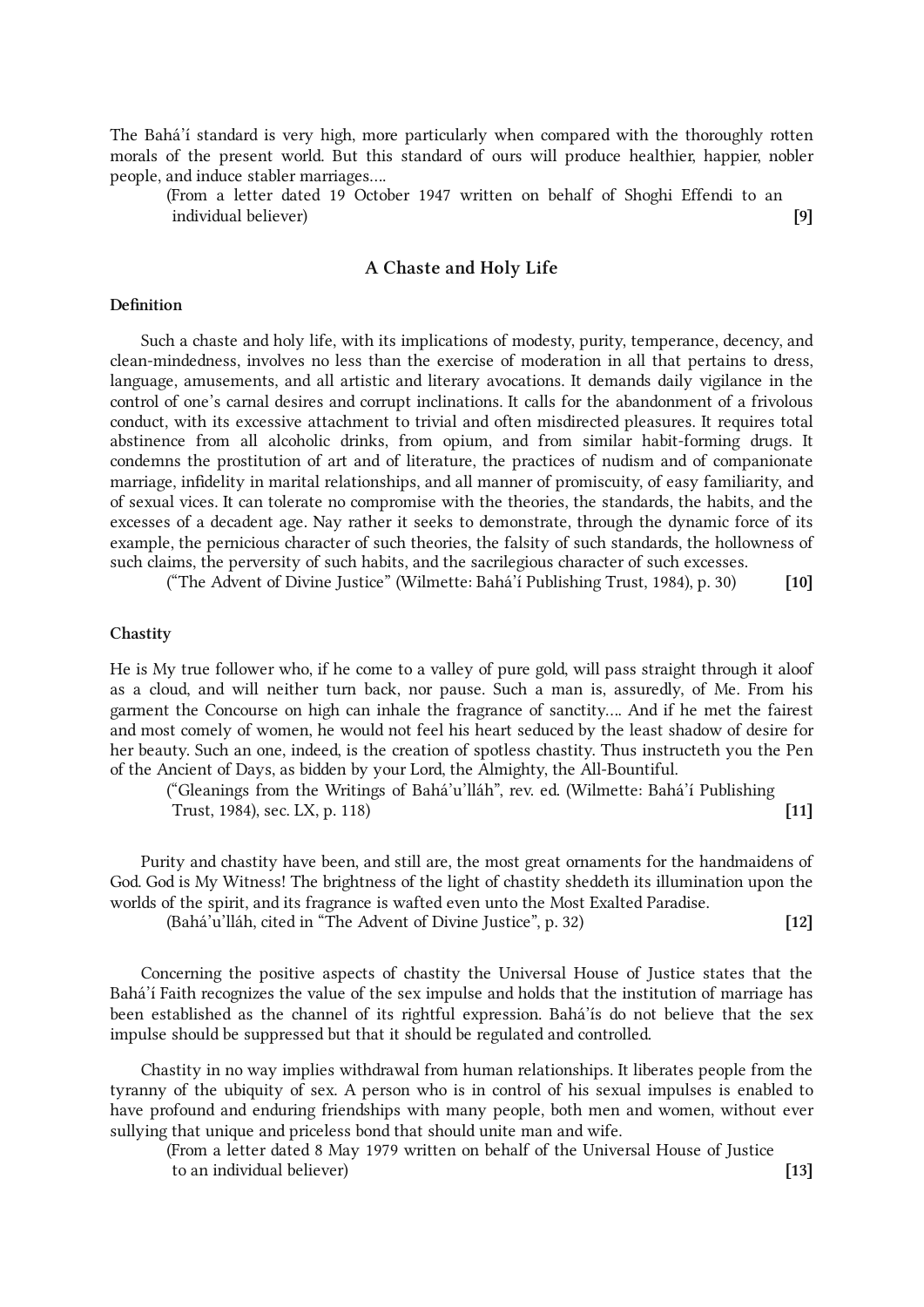The Bahá'í standard is very high, more particularly when compared with the thoroughly rotten morals of the present world. But this standard of ours will produce healthier, happier, nobler people, and induce stabler marriages….

(From a letter dated 19 October 1947 written on behalf of Shoghi Effendi to an individual believer) **[9]**

## A Chaste and Holy Life

### Definition

Such a chaste and holy life, with its implications of modesty, purity, temperance, decency, and clean-mindedness, involves no less than the exercise of moderation in all that pertains to dress, language, amusements, and all artistic and literary avocations. It demands daily vigilance in the control of one's carnal desires and corrupt inclinations. It calls for the abandonment of a frivolous conduct, with its excessive attachment to trivial and often misdirected pleasures. It requires total abstinence from all alcoholic drinks, from opium, and from similar habit-forming drugs. It condemns the prostitution of art and of literature, the practices of nudism and of companionate marriage, infidelity in marital relationships, and all manner of promiscuity, of easy familiarity, and of sexual vices. It can tolerate no compromise with the theories, the standards, the habits, and the excesses of a decadent age. Nay rather it seeks to demonstrate, through the dynamic force of its example, the pernicious character of such theories, the falsity of such standards, the hollowness of such claims, the perversity of such habits, and the sacrilegious character of such excesses.

("The Advent of Divine Justice" (Wilmette: Bahá'í Publishing Trust, 1984), p. 30) **[10]**

### Chastity

He is My true follower who, if he come to a valley of pure gold, will pass straight through it aloof as a cloud, and will neither turn back, nor pause. Such a man is, assuredly, of Me. From his garment the Concourse on high can inhale the fragrance of sanctity…. And if he met the fairest and most comely of women, he would not feel his heart seduced by the least shadow of desire for her beauty. Such an one, indeed, is the creation of spotless chastity. Thus instructeth you the Pen of the Ancient of Days, as bidden by your Lord, the Almighty, the All-Bountiful.

("Gleanings from the Writings of Bahá'u'lláh", rev. ed. (Wilmette: Bahá'í Publishing Trust, 1984), sec. LX, p. 118) **[11]**

Purity and chastity have been, and still are, the most great ornaments for the handmaidens of God. God is My Witness! The brightness of the light of chastity sheddeth its illumination upon the worlds of the spirit, and its fragrance is wafted even unto the Most Exalted Paradise.

(Bahá'u'lláh, cited in "The Advent of Divine Justice", p. 32) **[12]**

Concerning the positive aspects of chastity the Universal House of Justice states that the Bahá'í Faith recognizes the value of the sex impulse and holds that the institution of marriage has been established as the channel of its rightful expression. Bahá'ís do not believe that the sex impulse should be suppressed but that it should be regulated and controlled.

Chastity in no way implies withdrawal from human relationships. It liberates people from the tyranny of the ubiquity of sex. A person who is in control of his sexual impulses is enabled to have profound and enduring friendships with many people, both men and women, without ever sullying that unique and priceless bond that should unite man and wife.

(From a letter dated 8 May 1979 written on behalf of the Universal House of Justice to an individual believer) **[13]**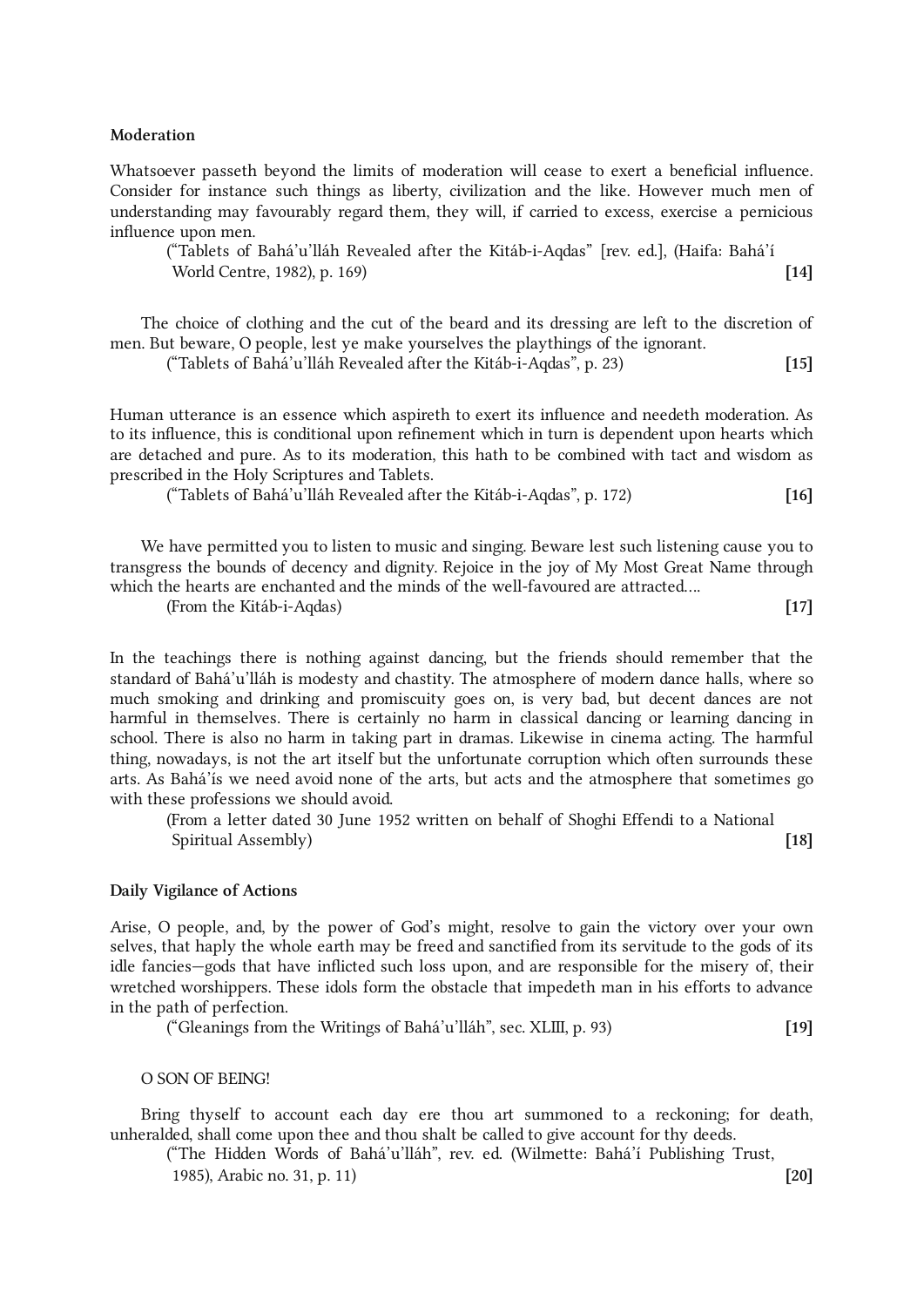**Moderation**

Whatsoever passeth beyond the limits of moderation will cease to exert a beneficial influence. Consider for instance such things as liberty, civilization and the like. However much men of understanding may favourably regard them, they will, if carried to excess, exercise a pernicious influence upon men.

(“Tablets of Bahá’u’lláh Revealed after the Kitáb-i-Aqdas” [rev. ed.], (Haifa: Bahá’í World Centre, 1982), p. 169) **[14]**

The choice of clothing and the cut of the beard and its dressing are left to the discretion of men. But beware, O people, lest ye make yourselves the playthings of the ignorant.

(“Tablets of Bahá’u’lláh Revealed after the Kitáb-i-Aqdas”, p. 23) **[15]**

Human utterance is an essence which aspireth to exert its influence and needeth moderation. As to its influence, this is conditional upon refinement which in turn is dependent upon hearts which are detached and pure. As to its moderation, this hath to be combined with tact and wisdom as prescribed in the Holy Scriptures and Tablets.

(“Tablets of Bahá’u’lláh Revealed after the Kitáb-i-Aqdas”, p. 172) **[16]**

We have permitted you to listen to music and singing. Beware lest such listening cause you to transgress the bounds of decency and dignity. Rejoice in the joy of My Most Great Name through which the hearts are enchanted and the minds of the well-favoured are attracted....

(From the Kitáb-i-Aqdas) **[17]**

In the teachings there is nothing against dancing, but the friends should remember that the standard of Bahá’u’lláh is modesty and chastity. The atmosphere of modern dance halls, where so much smoking and drinking and promiscuity goes on, is very bad, but decent dances are not harmful in themselves. There is certainly no harm in classical dancing or learning dancing in school. There is also no harm in taking part in dramas. Likewise in cinema acting. The harmful thing, nowadays, is not the art itself but the unfortunate corruption which often surrounds these arts. As Bahá’ís we need avoid none of the arts, but acts and the atmosphere that sometimes go with these professions we should avoid.

(From a letter dated 30 June 1952 written on behalf of Shoghi Effendi to a National Spiritual Assembly) **[18]**

**Daily Vigilance of Actions**

Arise, O people, and, by the power of God’s might, resolve to gain the victory over your own selves, that haply the whole earth may be freed and sanctified from its servitude to the gods of its idle fancies—gods that have inflicted such loss upon, and are responsible for the misery of, their wretched worshippers. These idols form the obstacle that impedeth man in his efforts to advance in the path of perfection.

(“Gleanings from the Writings of Bahá’u’lláh”, sec. XLIII, p. 93) **[19]**

O SON OF BEING!

Bring thyself to account each day ere thou art summoned to a reckoning; for death, unheralded, shall come upon thee and thou shalt be called to give account for thy deeds.

(“The Hidden Words of Bahá’u’lláh”, rev. ed. (Wilmette: Bahá’í Publishing Trust, 1985), Arabic no. 31, p. 11) **[20]**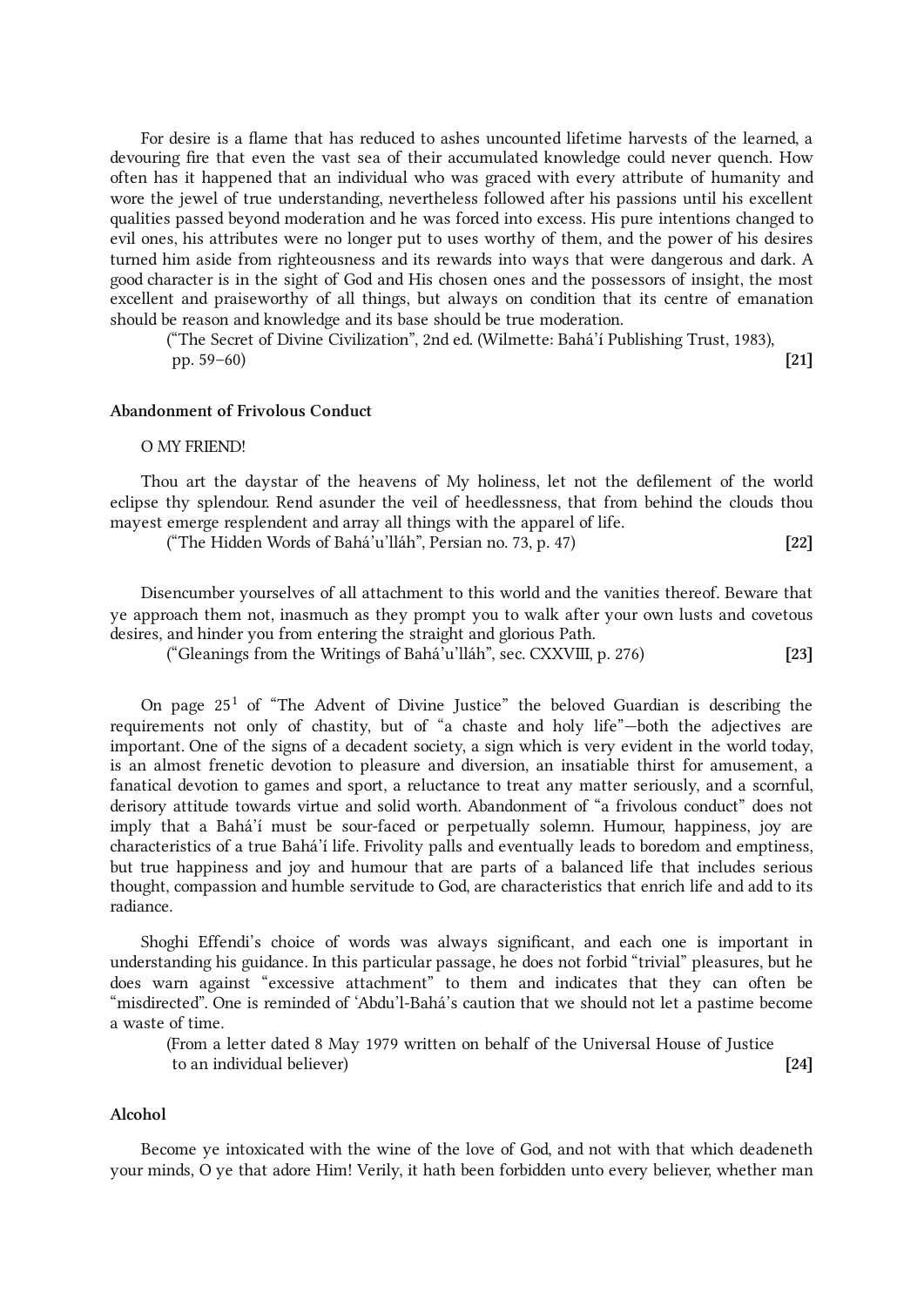For desire is a flame that has reduced to ashes uncounted lifetime harvests of the learned, a devouring fire that even the vast sea of their accumulated knowledge could never quench. How often has it happened that an individual who was graced with every attribute of humanity and wore the jewel of true understanding, nevertheless followed after his passions until his excellent qualities passed beyond moderation and he was forced into excess. His pure intentions changed to evil ones, his attributes were no longer put to uses worthy of them, and the power of his desires turned him aside from righteousness and its rewards into ways that were dangerous and dark. A good character is in the sight of God and His chosen ones and the possessors of insight, the most excellent and praiseworthy of all things, but always on condition that its centre of emanation should be reason and knowledge and its base should be true moderation.

("The Secret of Divine Civilization", 2nd ed. (Wilmette: Bahá'í Publishing Trust, 1983), pp. 59–60) **[21]**

**Abandonment of Frivolous Conduct**

O MY FRIEND!

Thou art the daystar of the heavens of My holiness, let not the defilement of the world eclipse thy splendour. Rend asunder the veil of heedlessness, that from behind the clouds thou mayest emerge resplendent and array all things with the apparel of life.

("The Hidden Words of Bahá'u'lláh", Persian no. 73, p. 47) **[22]**

Disencumber yourselves of all attachment to this world and the vanities thereof. Beware that ye approach them not, inasmuch as they prompt you to walk after your own lusts and covetous desires, and hinder you from entering the straight and glorious Path.

("Gleanings from the Writings of Bahá'u'lláh", sec. CXXVIII, p. 276) **[23]**

On page 25[1] of "The Advent of Divine Justice" the beloved Guardian is describing the requirements not only of chastity, but of "a chaste and holy life"—both the adjectives are important. One of the signs of a decadent society, a sign which is very evident in the world today, is an almost frenetic devotion to pleasure and diversion, an insatiable thirst for amusement, a fanatical devotion to games and sport, a reluctance to treat any matter seriously, and a scornful, derisory attitude towards virtue and solid worth. Abandonment of "a frivolous conduct" does not imply that a Bahá'í must be sour-faced or perpetually solemn. Humour, happiness, joy are characteristics of a true Bahá'í life. Frivolity palls and eventually leads to boredom and emptiness, but true happiness and joy and humour that are parts of a balanced life that includes serious thought, compassion and humble servitude to God, are characteristics that enrich life and add to its radiance.

Shoghi Effendi's choice of words was always significant, and each one is important in understanding his guidance. In this particular passage, he does not forbid "trivial" pleasures, but he does warn against "excessive attachment" to them and indicates that they can often be "misdirected". One is reminded of 'Abdu'l-Bahá's caution that we should not let a pastime become a waste of time.

(From a letter dated 8 May 1979 written on behalf of the Universal House of Justice to an individual believer) **[24]**

**Alcohol**

Become ye intoxicated with the wine of the love of God, and not with that which deadeneth your minds, O ye that adore Him! Verily, it hath been forbidden unto every believer, whether man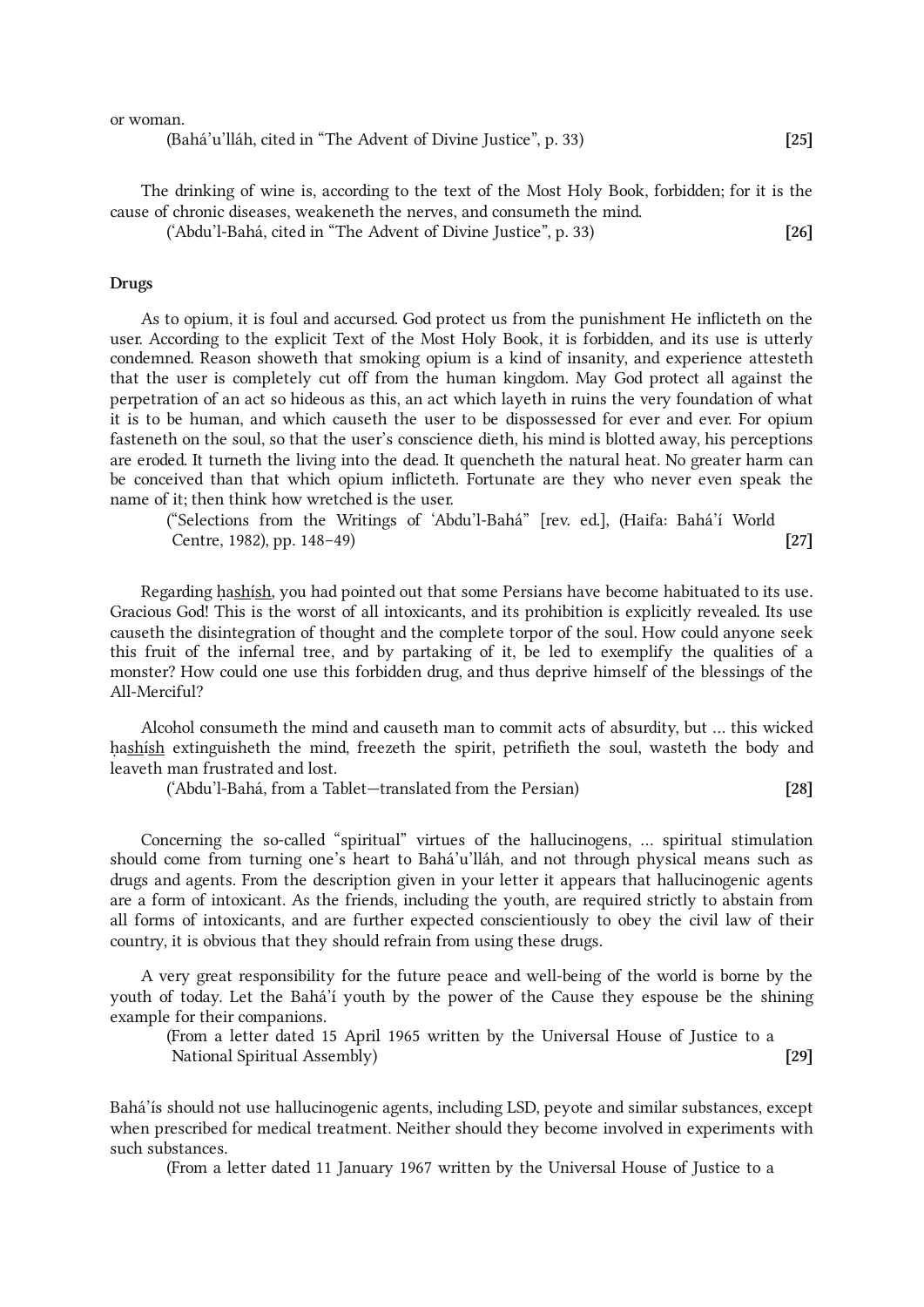or woman.

(Bahá'u'lláh, cited in "The Advent of Divine Justice", p. 33) **[25]**

The drinking of wine is, according to the text of the Most Holy Book, forbidden; for it is the cause of chronic diseases, weakeneth the nerves, and consumeth the mind.

('Abdu'l-Bahá, cited in "The Advent of Divine Justice", p. 33) **[26]**

**Drugs**

As to opium, it is foul and accursed. God protect us from the punishment He inflicteth on the user. According to the explicit Text of the Most Holy Book, it is forbidden, and its use is utterly condemned. Reason showeth that smoking opium is a kind of insanity, and experience attesteth that the user is completely cut off from the human kingdom. May God protect all against the perpetration of an act so hideous as this, an act which layeth in ruins the very foundation of what it is to be human, and which causeth the user to be dispossessed for ever and ever. For opium fasteneth on the soul, so that the user's conscience dieth, his mind is blotted away, his perceptions are eroded. It turneth the living into the dead. It quencheth the natural heat. No greater harm can be conceived than that which opium inflicteth. Fortunate are they who never even speak the name of it; then think how wretched is the user.

("Selections from the Writings of 'Abdu'l-Bahá" [rev. ed.], (Haifa: Bahá'í World Centre, 1982), pp. 148–49) **[27]**

Regarding ḥashísh, you had pointed out that some Persians have become habituated to its use. Gracious God! This is the worst of all intoxicants, and its prohibition is explicitly revealed. Its use causeth the disintegration of thought and the complete torpor of the soul. How could anyone seek this fruit of the infernal tree, and by partaking of it, be led to exemplify the qualities of a monster? How could one use this forbidden drug, and thus deprive himself of the blessings of the All-Merciful?

Alcohol consumeth the mind and causeth man to commit acts of absurdity, but ... this wicked ḥashísh extinguisheth the mind, freezeth the spirit, petrifieth the soul, wasteth the body and leaveth man frustrated and lost.

('Abdu'l-Bahá, from a Tablet—translated from the Persian) **[28]**

Concerning the so-called "spiritual" virtues of the hallucinogens, ... spiritual stimulation should come from turning one's heart to Bahá'u'lláh, and not through physical means such as drugs and agents. From the description given in your letter it appears that hallucinogenic agents are a form of intoxicant. As the friends, including the youth, are required strictly to abstain from all forms of intoxicants, and are further expected conscientiously to obey the civil law of their country, it is obvious that they should refrain from using these drugs.

A very great responsibility for the future peace and well-being of the world is borne by the youth of today. Let the Bahá'í youth by the power of the Cause they espouse be the shining example for their companions.

(From a letter dated 15 April 1965 written by the Universal House of Justice to a National Spiritual Assembly) **[29]**

Bahá'ís should not use hallucinogenic agents, including LSD, peyote and similar substances, except when prescribed for medical treatment. Neither should they become involved in experiments with such substances.

(From a letter dated 11 January 1967 written by the Universal House of Justice to a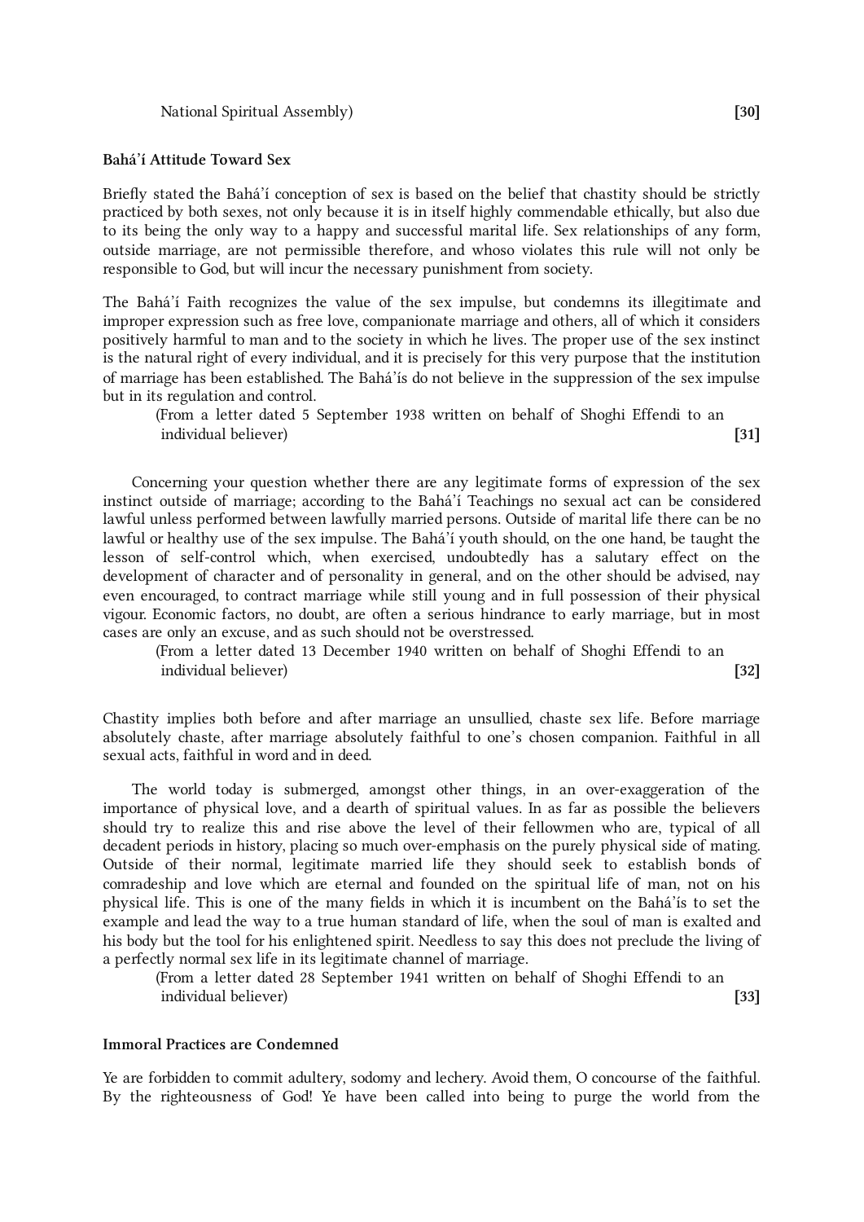National Spiritual Assembly) **[30]**

**Bahá'í Attitude Toward Sex**

Briefly stated the Bahá'í conception of sex is based on the belief that chastity should be strictly practiced by both sexes, not only because it is in itself highly commendable ethically, but also due to its being the only way to a happy and successful marital life. Sex relationships of any form, outside marriage, are not permissible therefore, and whoso violates this rule will not only be responsible to God, but will incur the necessary punishment from society.

The Bahá'í Faith recognizes the value of the sex impulse, but condemns its illegitimate and improper expression such as free love, companionate marriage and others, all of which it considers positively harmful to man and to the society in which he lives. The proper use of the sex instinct is the natural right of every individual, and it is precisely for this very purpose that the institution of marriage has been established. The Bahá'ís do not believe in the suppression of the sex impulse but in its regulation and control.

(From a letter dated 5 September 1938 written on behalf of Shoghi Effendi to an individual believer) **[31]**

Concerning your question whether there are any legitimate forms of expression of the sex instinct outside of marriage; according to the Bahá'í Teachings no sexual act can be considered lawful unless performed between lawfully married persons. Outside of marital life there can be no lawful or healthy use of the sex impulse. The Bahá'í youth should, on the one hand, be taught the lesson of self-control which, when exercised, undoubtedly has a salutary effect on the development of character and of personality in general, and on the other should be advised, nay even encouraged, to contract marriage while still young and in full possession of their physical vigour. Economic factors, no doubt, are often a serious hindrance to early marriage, but in most cases are only an excuse, and as such should not be overstressed.

(From a letter dated 13 December 1940 written on behalf of Shoghi Effendi to an individual believer) **[32]**

Chastity implies both before and after marriage an unsullied, chaste sex life. Before marriage absolutely chaste, after marriage absolutely faithful to one's chosen companion. Faithful in all sexual acts, faithful in word and in deed.

The world today is submerged, amongst other things, in an over-exaggeration of the importance of physical love, and a dearth of spiritual values. In as far as possible the believers should try to realize this and rise above the level of their fellowmen who are, typical of all decadent periods in history, placing so much over-emphasis on the purely physical side of mating. Outside of their normal, legitimate married life they should seek to establish bonds of comradeship and love which are eternal and founded on the spiritual life of man, not on his physical life. This is one of the many fields in which it is incumbent on the Bahá'ís to set the example and lead the way to a true human standard of life, when the soul of man is exalted and his body but the tool for his enlightened spirit. Needless to say this does not preclude the living of a perfectly normal sex life in its legitimate channel of marriage.

(From a letter dated 28 September 1941 written on behalf of Shoghi Effendi to an individual believer) **[33]**

**Immoral Practices are Condemned**

Ye are forbidden to commit adultery, sodomy and lechery. Avoid them, O concourse of the faithful. By the righteousness of God! Ye have been called into being to purge the world from the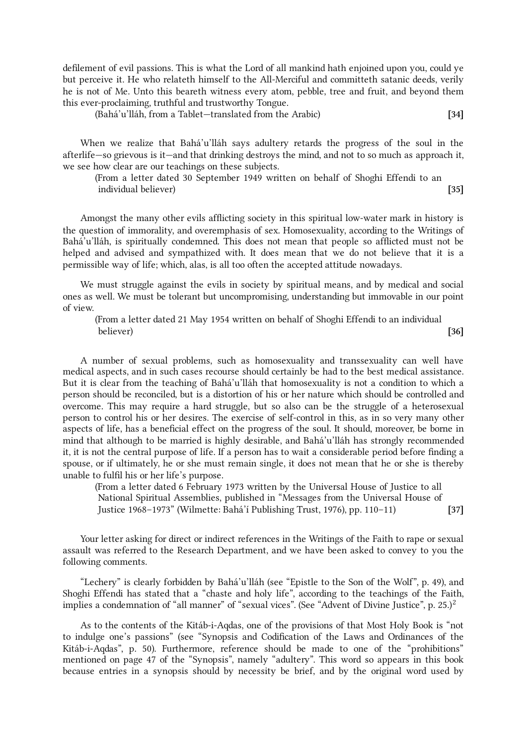defilement of evil passions. This is what the Lord of all mankind hath enjoined upon you, could ye but perceive it. He who relateth himself to the All-Merciful and committeth satanic deeds, verily he is not of Me. Unto this beareth witness every atom, pebble, tree and fruit, and beyond them this ever-proclaiming, truthful and trustworthy Tongue.

(Bahá'u'lláh, from a Tablet—translated from the Arabic) **[34]**

When we realize that Bahá'u'lláh says adultery retards the progress of the soul in the afterlife—so grievous is it—and that drinking destroys the mind, and not to so much as approach it, we see how clear are our teachings on these subjects.

(From a letter dated 30 September 1949 written on behalf of Shoghi Effendi to an individual believer) **[35]**

Amongst the many other evils afflicting society in this spiritual low-water mark in history is the question of immorality, and overemphasis of sex. Homosexuality, according to the Writings of Bahá'u'lláh, is spiritually condemned. This does not mean that people so afflicted must not be helped and advised and sympathized with. It does mean that we do not believe that it is a permissible way of life; which, alas, is all too often the accepted attitude nowadays.

We must struggle against the evils in society by spiritual means, and by medical and social ones as well. We must be tolerant but uncompromising, understanding but immovable in our point of view.

(From a letter dated 21 May 1954 written on behalf of Shoghi Effendi to an individual believer) **[36]**

A number of sexual problems, such as homosexuality and transsexuality can well have medical aspects, and in such cases recourse should certainly be had to the best medical assistance. But it is clear from the teaching of Bahá'u'lláh that homosexuality is not a condition to which a person should be reconciled, but is a distortion of his or her nature which should be controlled and overcome. This may require a hard struggle, but so also can be the struggle of a heterosexual person to control his or her desires. The exercise of self-control in this, as in so very many other aspects of life, has a beneficial effect on the progress of the soul. It should, moreover, be borne in mind that although to be married is highly desirable, and Bahá'u'lláh has strongly recommended it, it is not the central purpose of life. If a person has to wait a considerable period before finding a spouse, or if ultimately, he or she must remain single, it does not mean that he or she is thereby unable to fulfil his or her life's purpose.

(From a letter dated 6 February 1973 written by the Universal House of Justice to all National Spiritual Assemblies, published in "Messages from the Universal House of Justice 1968–1973" (Wilmette: Bahá'í Publishing Trust, 1976), pp. 110–11) **[37]**

Your letter asking for direct or indirect references in the Writings of the Faith to rape or sexual assault was referred to the Research Department, and we have been asked to convey to you the following comments.

"Lechery" is clearly forbidden by Bahá'u'lláh (see "Epistle to the Son of the Wolf", p. 49), and Shoghi Effendi has stated that a "chaste and holy life", according to the teachings of the Faith, implies a condemnation of "all manner" of "sexual vices". (See "Advent of Divine Justice", p. 25.)[2]

As to the contents of the Kitáb-i-Aqdas, one of the provisions of that Most Holy Book is "not to indulge one's passions" (see "Synopsis and Codification of the Laws and Ordinances of the Kitáb-i-Aqdas", p. 50). Furthermore, reference should be made to one of the "prohibitions" mentioned on page 47 of the "Synopsis", namely "adultery". This word so appears in this book because entries in a synopsis should by necessity be brief, and by the original word used by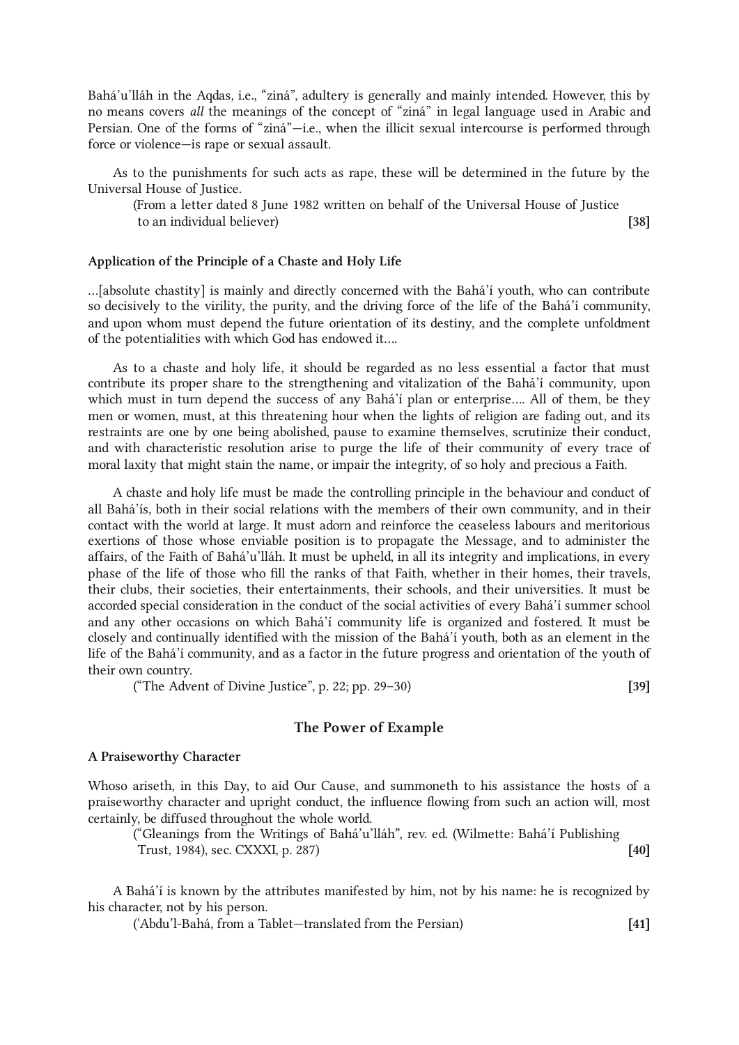Bahá'u'lláh in the Aqdas, i.e., "ziná", adultery is generally and mainly intended. However, this by no means covers *all* the meanings of the concept of "ziná" in legal language used in Arabic and Persian. One of the forms of "ziná"—i.e., when the illicit sexual intercourse is performed through force or violence—is rape or sexual assault.

As to the punishments for such acts as rape, these will be determined in the future by the Universal House of Justice.

(From a letter dated 8 June 1982 written on behalf of the Universal House of Justice to an individual believer) **[38]**

### Application of the Principle of a Chaste and Holy Life

…[absolute chastity] is mainly and directly concerned with the Bahá'í youth, who can contribute so decisively to the virility, the purity, and the driving force of the life of the Bahá'í community, and upon whom must depend the future orientation of its destiny, and the complete unfoldment of the potentialities with which God has endowed it….

As to a chaste and holy life, it should be regarded as no less essential a factor that must contribute its proper share to the strengthening and vitalization of the Bahá'í community, upon which must in turn depend the success of any Bahá'í plan or enterprise…. All of them, be they men or women, must, at this threatening hour when the lights of religion are fading out, and its restraints are one by one being abolished, pause to examine themselves, scrutinize their conduct, and with characteristic resolution arise to purge the life of their community of every trace of moral laxity that might stain the name, or impair the integrity, of so holy and precious a Faith.

A chaste and holy life must be made the controlling principle in the behaviour and conduct of all Bahá'ís, both in their social relations with the members of their own community, and in their contact with the world at large. It must adorn and reinforce the ceaseless labours and meritorious exertions of those whose enviable position is to propagate the Message, and to administer the affairs, of the Faith of Bahá'u'lláh. It must be upheld, in all its integrity and implications, in every phase of the life of those who fill the ranks of that Faith, whether in their homes, their travels, their clubs, their societies, their entertainments, their schools, and their universities. It must be accorded special consideration in the conduct of the social activities of every Bahá'í summer school and any other occasions on which Bahá'í community life is organized and fostered. It must be closely and continually identified with the mission of the Bahá'í youth, both as an element in the life of the Bahá'í community, and as a factor in the future progress and orientation of the youth of their own country.

("The Advent of Divine Justice", p. 22; pp. 29–30) **[39]**

## The Power of Example

### A Praiseworthy Character

Whoso ariseth, in this Day, to aid Our Cause, and summoneth to his assistance the hosts of a praiseworthy character and upright conduct, the influence flowing from such an action will, most certainly, be diffused throughout the whole world.

("Gleanings from the Writings of Bahá'u'lláh", rev. ed. (Wilmette: Bahá'í Publishing Trust, 1984), sec. CXXXI, p. 287) **[40]**

A Bahá'í is known by the attributes manifested by him, not by his name: he is recognized by his character, not by his person.

('Abdu'l-Bahá, from a Tablet—translated from the Persian) **[41]**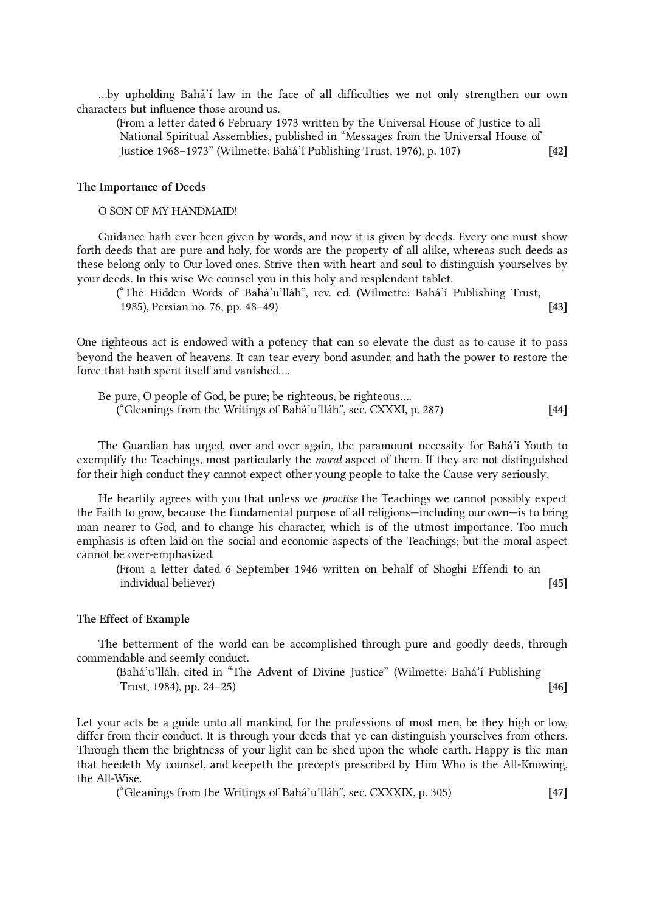…by upholding Bahá'í law in the face of all difficulties we not only strengthen our own characters but influence those around us.

(From a letter dated 6 February 1973 written by the Universal House of Justice to all National Spiritual Assemblies, published in "Messages from the Universal House of Justice 1968–1973" (Wilmette: Bahá'í Publishing Trust, 1976), p. 107) **[42]**

### The Importance of Deeds

O SON OF MY HANDMAID!

Guidance hath ever been given by words, and now it is given by deeds. Every one must show forth deeds that are pure and holy, for words are the property of all alike, whereas such deeds as these belong only to Our loved ones. Strive then with heart and soul to distinguish yourselves by your deeds. In this wise We counsel you in this holy and resplendent tablet.

("The Hidden Words of Bahá'u'lláh", rev. ed. (Wilmette: Bahá'í Publishing Trust, 1985), Persian no. 76, pp. 48–49) **[43]**

One righteous act is endowed with a potency that can so elevate the dust as to cause it to pass beyond the heaven of heavens. It can tear every bond asunder, and hath the power to restore the force that hath spent itself and vanished….

Be pure, O people of God, be pure; be righteous, be righteous….

("Gleanings from the Writings of Bahá'u'lláh", sec. CXXXI, p. 287) **[44]**

The Guardian has urged, over and over again, the paramount necessity for Bahá'í Youth to exemplify the Teachings, most particularly the *moral* aspect of them. If they are not distinguished for their high conduct they cannot expect other young people to take the Cause very seriously.

He heartily agrees with you that unless we *practise* the Teachings we cannot possibly expect the Faith to grow, because the fundamental purpose of all religions—including our own—is to bring man nearer to God, and to change his character, which is of the utmost importance. Too much emphasis is often laid on the social and economic aspects of the Teachings; but the moral aspect cannot be over-emphasized.

(From a letter dated 6 September 1946 written on behalf of Shoghi Effendi to an individual believer) **[45]**

### The Effect of Example

The betterment of the world can be accomplished through pure and goodly deeds, through commendable and seemly conduct.

(Bahá'u'lláh, cited in "The Advent of Divine Justice" (Wilmette: Bahá'í Publishing Trust, 1984), pp. 24–25) **[46]**

Let your acts be a guide unto all mankind, for the professions of most men, be they high or low, differ from their conduct. It is through your deeds that ye can distinguish yourselves from others. Through them the brightness of your light can be shed upon the whole earth. Happy is the man that heedeth My counsel, and keepeth the precepts prescribed by Him Who is the All-Knowing, the All-Wise.

("Gleanings from the Writings of Bahá'u'lláh", sec. CXXXIX, p. 305) **[47]**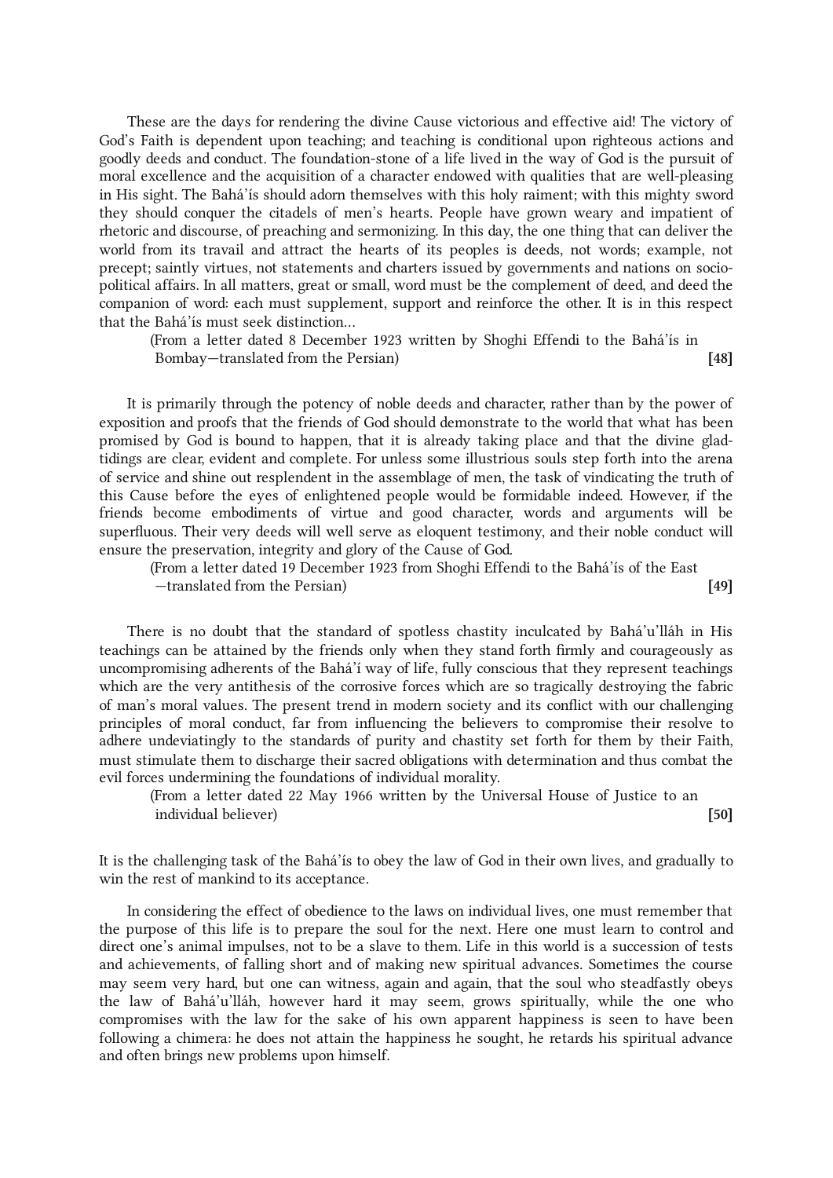These are the days for rendering the divine Cause victorious and effective aid! The victory of God's Faith is dependent upon teaching; and teaching is conditional upon righteous actions and goodly deeds and conduct. The foundation-stone of a life lived in the way of God is the pursuit of moral excellence and the acquisition of a character endowed with qualities that are well-pleasing in His sight. The Bahá'ís should adorn themselves with this holy raiment; with this mighty sword they should conquer the citadels of men's hearts. People have grown weary and impatient of rhetoric and discourse, of preaching and sermonizing. In this day, the one thing that can deliver the world from its travail and attract the hearts of its peoples is deeds, not words; example, not precept; saintly virtues, not statements and charters issued by governments and nations on socio-political affairs. In all matters, great or small, word must be the complement of deed, and deed the companion of word: each must supplement, support and reinforce the other. It is in this respect that the Bahá'ís must seek distinction…

(From a letter dated 8 December 1923 written by Shoghi Effendi to the Bahá'ís in Bombay—translated from the Persian) **[48]**

It is primarily through the potency of noble deeds and character, rather than by the power of exposition and proofs that the friends of God should demonstrate to the world that what has been promised by God is bound to happen, that it is already taking place and that the divine glad-tidings are clear, evident and complete. For unless some illustrious souls step forth into the arena of service and shine out resplendent in the assemblage of men, the task of vindicating the truth of this Cause before the eyes of enlightened people would be formidable indeed. However, if the friends become embodiments of virtue and good character, words and arguments will be superfluous. Their very deeds will well serve as eloquent testimony, and their noble conduct will ensure the preservation, integrity and glory of the Cause of God.

(From a letter dated 19 December 1923 from Shoghi Effendi to the Bahá'ís of the East —translated from the Persian) **[49]**

There is no doubt that the standard of spotless chastity inculcated by Bahá'u'lláh in His teachings can be attained by the friends only when they stand forth firmly and courageously as uncompromising adherents of the Bahá'í way of life, fully conscious that they represent teachings which are the very antithesis of the corrosive forces which are so tragically destroying the fabric of man's moral values. The present trend in modern society and its conflict with our challenging principles of moral conduct, far from influencing the believers to compromise their resolve to adhere undeviatingly to the standards of purity and chastity set forth for them by their Faith, must stimulate them to discharge their sacred obligations with determination and thus combat the evil forces undermining the foundations of individual morality.

(From a letter dated 22 May 1966 written by the Universal House of Justice to an individual believer) **[50]**

It is the challenging task of the Bahá'ís to obey the law of God in their own lives, and gradually to win the rest of mankind to its acceptance.

In considering the effect of obedience to the laws on individual lives, one must remember that the purpose of this life is to prepare the soul for the next. Here one must learn to control and direct one's animal impulses, not to be a slave to them. Life in this world is a succession of tests and achievements, of falling short and of making new spiritual advances. Sometimes the course may seem very hard, but one can witness, again and again, that the soul who steadfastly obeys the law of Bahá'u'lláh, however hard it may seem, grows spiritually, while the one who compromises with the law for the sake of his own apparent happiness is seen to have been following a chimera: he does not attain the happiness he sought, he retards his spiritual advance and often brings new problems upon himself.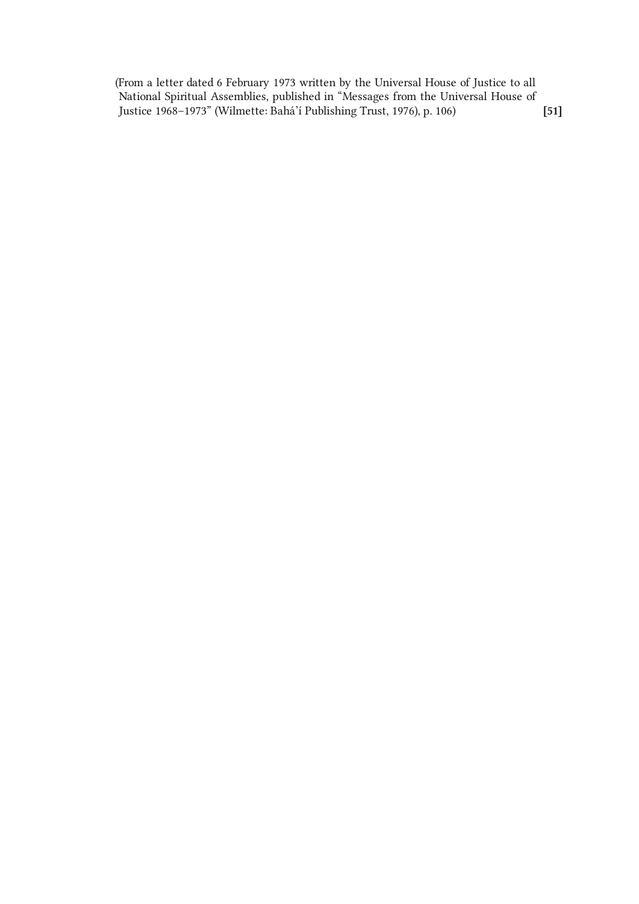(From a letter dated 6 February 1973 written by the Universal House of Justice to all National Spiritual Assemblies, published in "Messages from the Universal House of Justice 1968–1973" (Wilmette: Bahá'í Publishing Trust, 1976), p. 106) **[51]**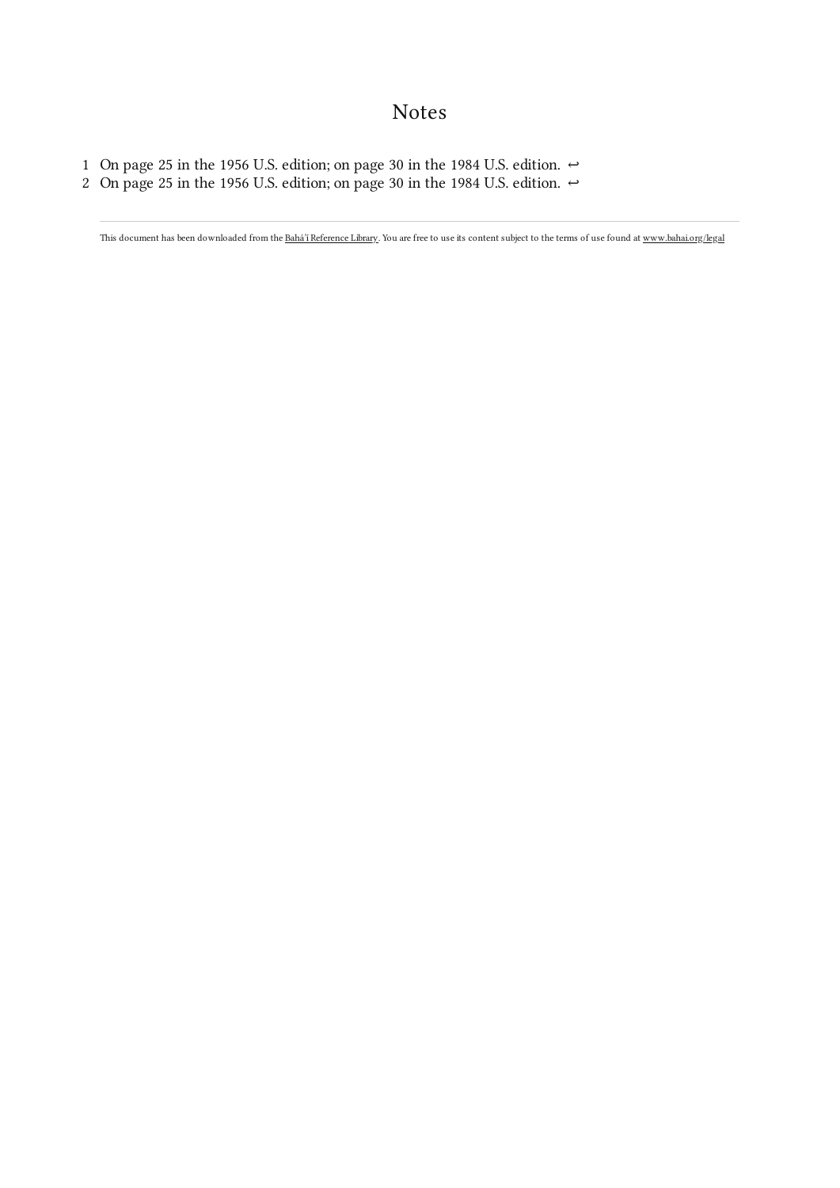## Notes

1. On page 25 in the 1956 U.S. edition; on page 30 in the 1984 U.S. edition. ↩
2. On page 25 in the 1956 U.S. edition; on page 30 in the 1984 U.S. edition. ↩

---

This document has been downloaded from the Bahá'í Reference Library. You are free to use its content subject to the terms of use found at www.bahai.org/legal